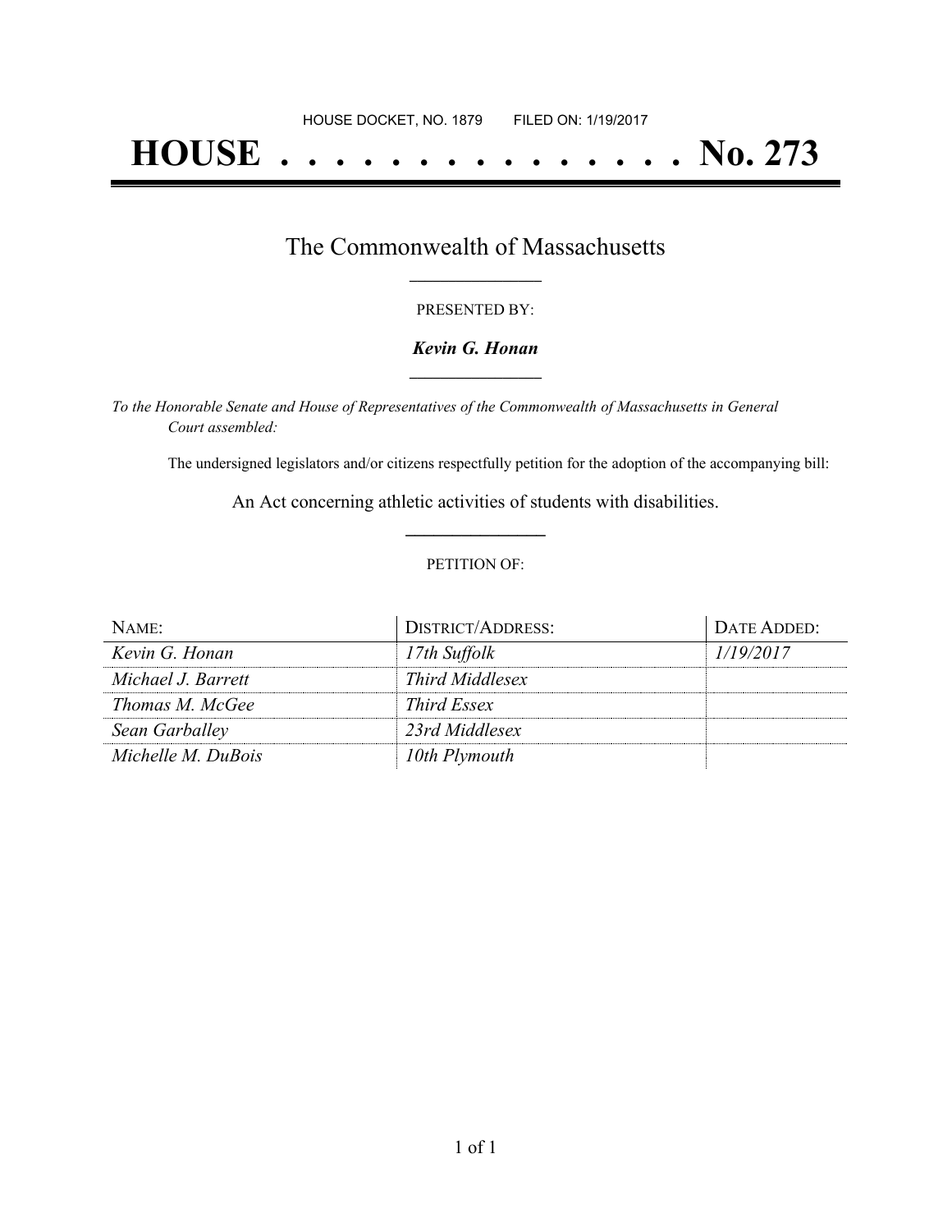HOUSE DOCKET, NO. 1879 FILED ON: 1/19/2017

# HOUSE . . . . . . . . . . . . . . . No. 273

## The Commonwealth of Massachusetts

PRESENTED BY:

***Kevin G. Honan***

*To the Honorable Senate and House of Representatives of the Commonwealth of Massachusetts in General Court assembled:*

The undersigned legislators and/or citizens respectfully petition for the adoption of the accompanying bill:

An Act concerning athletic activities of students with disabilities.

PETITION OF:

| NAME: | DISTRICT/ADDRESS: | DATE ADDED: |
| --- | --- | --- |
| *Kevin G. Honan* | *17th Suffolk* | *1/19/2017* |
| *Michael J. Barrett* | *Third Middlesex* | |
| *Thomas M. McGee* | *Third Essex* | |
| *Sean Garballey* | *23rd Middlesex* | |
| *Michelle M. DuBois* | *10th Plymouth* | |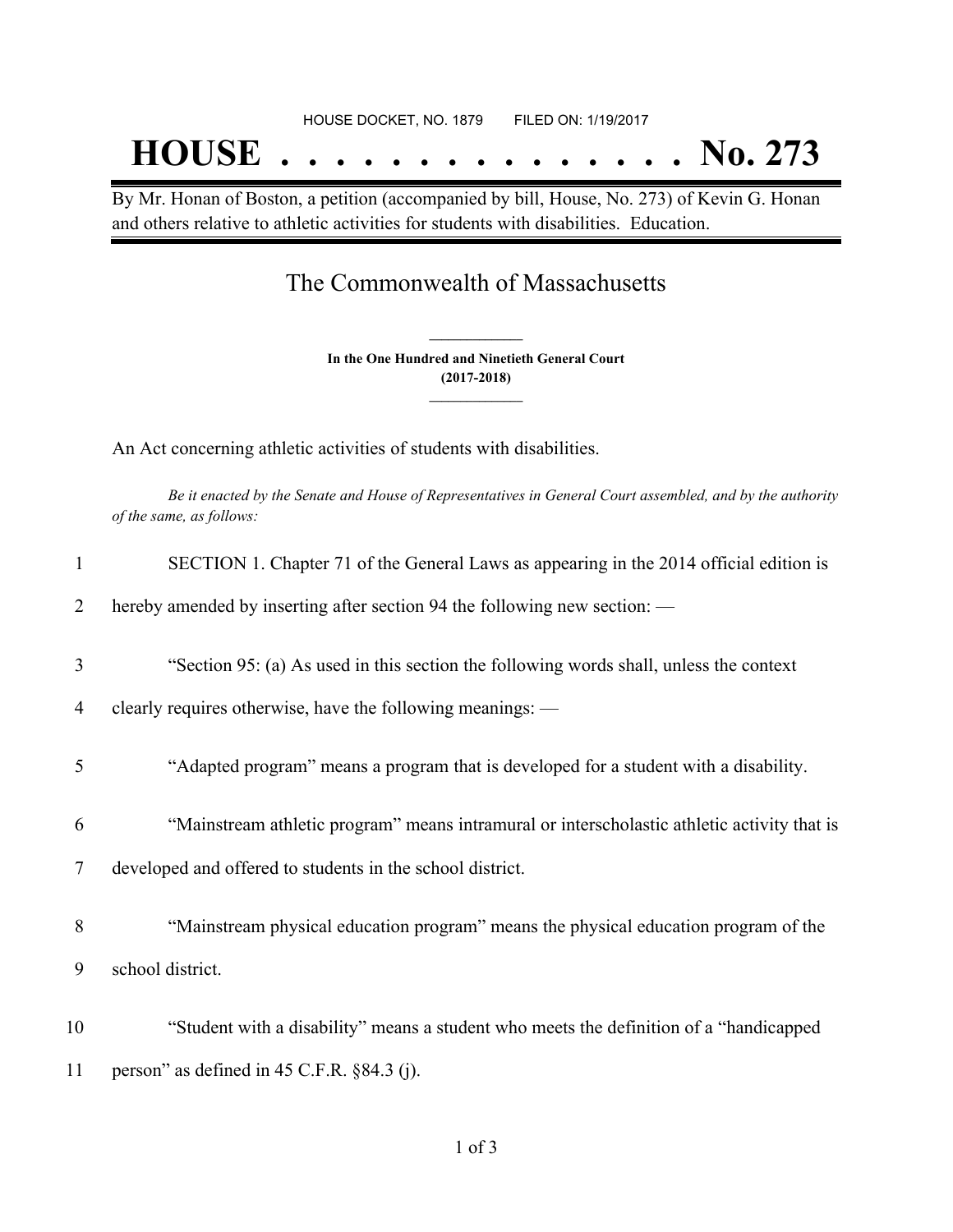HOUSE DOCKET, NO. 1879 FILED ON: 1/19/2017

# HOUSE . . . . . . . . . . . . . . . No. 273

By Mr. Honan of Boston, a petition (accompanied by bill, House, No. 273) of Kevin G. Honan and others relative to athletic activities for students with disabilities. Education.

## The Commonwealth of Massachusetts

**In the One Hundred and Ninetieth General Court**
**(2017-2018)**

An Act concerning athletic activities of students with disabilities.

*Be it enacted by the Senate and House of Representatives in General Court assembled, and by the authority of the same, as follows:*

1 SECTION 1. Chapter 71 of the General Laws as appearing in the 2014 official edition is
2 hereby amended by inserting after section 94 the following new section: —

3 "Section 95: (a) As used in this section the following words shall, unless the context
4 clearly requires otherwise, have the following meanings: —

5 "Adapted program" means a program that is developed for a student with a disability.

6 "Mainstream athletic program" means intramural or interscholastic athletic activity that is
7 developed and offered to students in the school district.

8 "Mainstream physical education program" means the physical education program of the
9 school district.

10 "Student with a disability" means a student who meets the definition of a "handicapped
11 person" as defined in 45 C.F.R. §84.3 (j).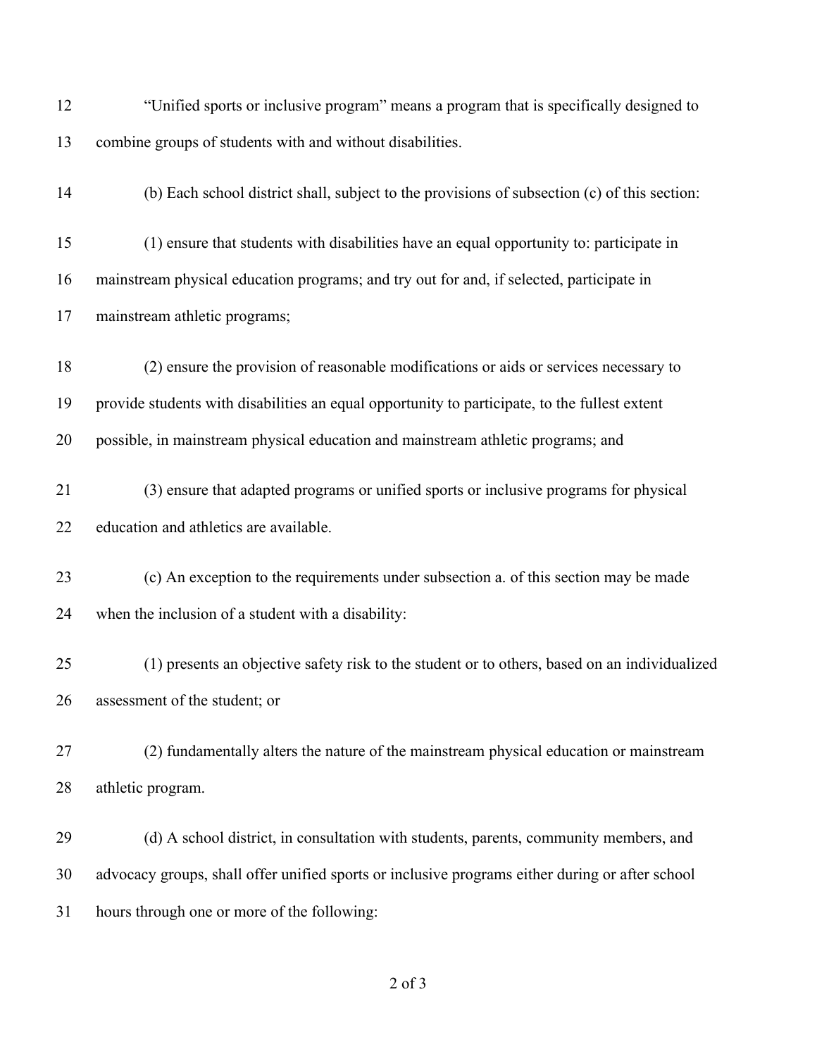"Unified sports or inclusive program" means a program that is specifically designed to combine groups of students with and without disabilities.

(b) Each school district shall, subject to the provisions of subsection (c) of this section:

(1) ensure that students with disabilities have an equal opportunity to: participate in mainstream physical education programs; and try out for and, if selected, participate in mainstream athletic programs;

(2) ensure the provision of reasonable modifications or aids or services necessary to provide students with disabilities an equal opportunity to participate, to the fullest extent possible, in mainstream physical education and mainstream athletic programs; and

(3) ensure that adapted programs or unified sports or inclusive programs for physical education and athletics are available.

(c) An exception to the requirements under subsection a. of this section may be made when the inclusion of a student with a disability:

(1) presents an objective safety risk to the student or to others, based on an individualized assessment of the student; or

(2) fundamentally alters the nature of the mainstream physical education or mainstream athletic program.

(d) A school district, in consultation with students, parents, community members, and advocacy groups, shall offer unified sports or inclusive programs either during or after school hours through one or more of the following: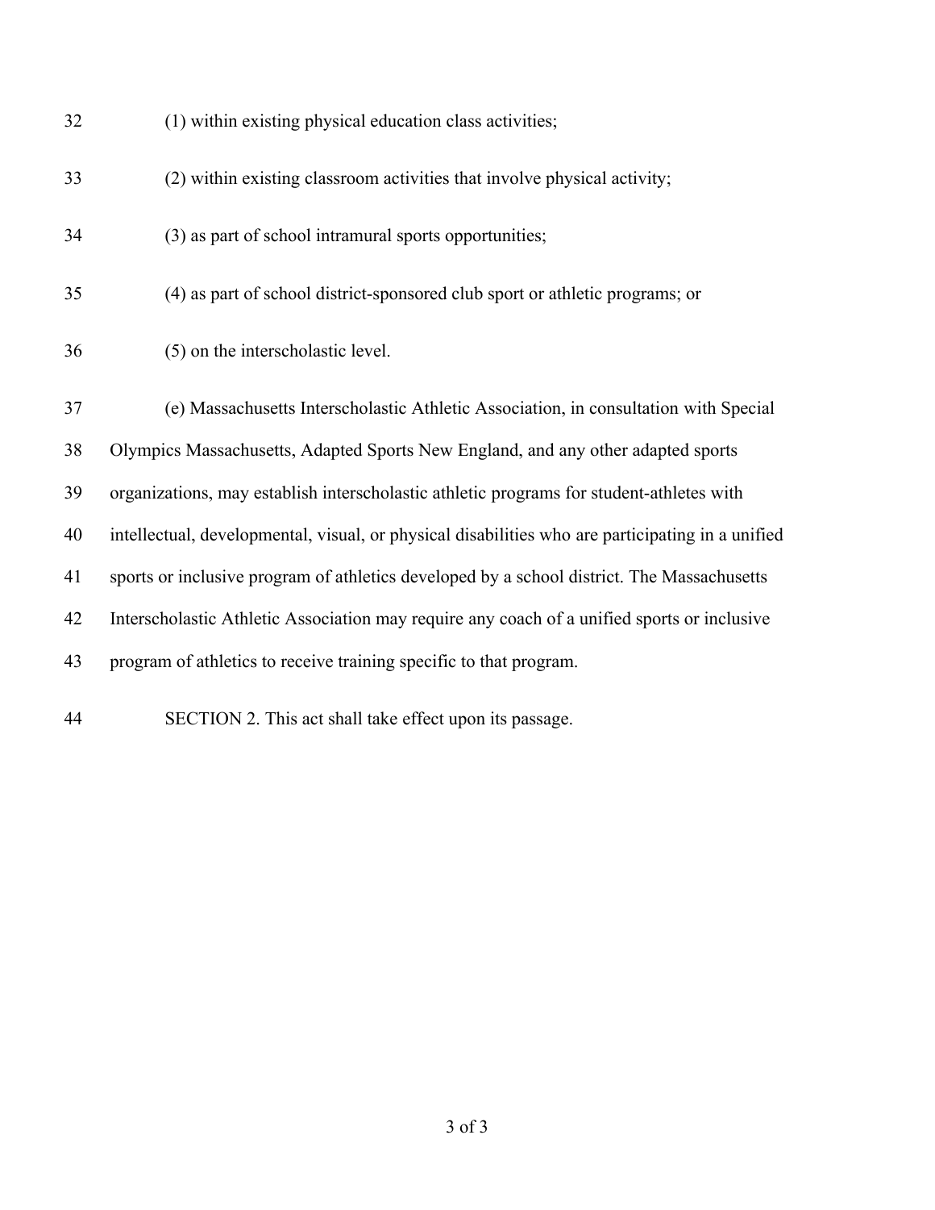(1) within existing physical education class activities;

(2) within existing classroom activities that involve physical activity;

(3) as part of school intramural sports opportunities;

(4) as part of school district-sponsored club sport or athletic programs; or

(5) on the interscholastic level.

(e) Massachusetts Interscholastic Athletic Association, in consultation with Special Olympics Massachusetts, Adapted Sports New England, and any other adapted sports organizations, may establish interscholastic athletic programs for student-athletes with intellectual, developmental, visual, or physical disabilities who are participating in a unified sports or inclusive program of athletics developed by a school district. The Massachusetts Interscholastic Athletic Association may require any coach of a unified sports or inclusive program of athletics to receive training specific to that program.

SECTION 2. This act shall take effect upon its passage.